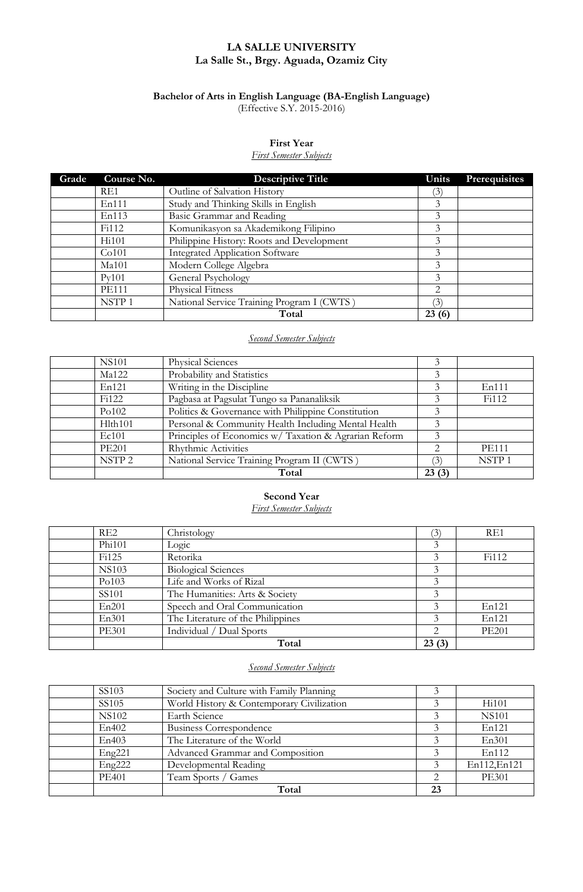**LA SALLE UNIVERSITY**
**La Salle St., Brgy. Aguada, Ozamiz City**

**Bachelor of Arts in English Language (BA-English Language)**
(Effective S.Y. 2015-2016)

## First Year

*First Semester Subjects*

| Grade | Course No. | Descriptive Title | Units | Prerequisites |
|---|---|---|---|---|
| | RE1 | Outline of Salvation History | (3) | |
| | En111 | Study and Thinking Skills in English | 3 | |
| | En113 | Basic Grammar and Reading | 3 | |
| | Fi112 | Komunikasyon sa Akademikong Filipino | 3 | |
| | Hi101 | Philippine History: Roots and Development | 3 | |
| | Co101 | Integrated Application Software | 3 | |
| | Ma101 | Modern College Algebra | 3 | |
| | Py101 | General Psychology | 3 | |
| | PE111 | Physical Fitness | 2 | |
| | NSTP 1 | National Service Training Program I (CWTS ) | (3) | |
| | | **Total** | **23 (6)** | |

*Second Semester Subjects*

| Grade | Course No. | Descriptive Title | Units | Prerequisites |
|---|---|---|---|---|
| | NS101 | Physical Sciences | 3 | |
| | Ma122 | Probability and Statistics | 3 | |
| | En121 | Writing in the Discipline | 3 | En111 |
| | Fi122 | Pagbasa at Pagsulat Tungo sa Pananaliksik | 3 | Fi112 |
| | Po102 | Politics & Governance with Philippine Constitution | 3 | |
| | Hlth101 | Personal & Community Health Including Mental Health | 3 | |
| | Ec101 | Principles of Economics w/ Taxation & Agrarian Reform | 3 | |
| | PE201 | Rhythmic Activities | 2 | PE111 |
| | NSTP 2 | National Service Training Program II (CWTS ) | (3) | NSTP 1 |
| | | **Total** | **23 (3)** | |

## Second Year

*First Semester Subjects*

| Grade | Course No. | Descriptive Title | Units | Prerequisites |
|---|---|---|---|---|
| | RE2 | Christology | (3) | RE1 |
| | Phi101 | Logic | 3 | |
| | Fi125 | Retorika | 3 | Fi112 |
| | NS103 | Biological Sciences | 3 | |
| | Po103 | Life and Works of Rizal | 3 | |
| | SS101 | The Humanities: Arts & Society | 3 | |
| | En201 | Speech and Oral Communication | 3 | En121 |
| | En301 | The Literature of the Philippines | 3 | En121 |
| | PE301 | Individual / Dual Sports | 2 | PE201 |
| | | **Total** | **23 (3)** | |

*Second Semester Subjects*

| Grade | Course No. | Descriptive Title | Units | Prerequisites |
|---|---|---|---|---|
| | SS103 | Society and Culture with Family Planning | 3 | |
| | SS105 | World History & Contemporary Civilization | 3 | Hi101 |
| | NS102 | Earth Science | 3 | NS101 |
| | En402 | Business Correspondence | 3 | En121 |
| | En403 | The Literature of the World | 3 | En301 |
| | Eng221 | Advanced Grammar and Composition | 3 | En112 |
| | Eng222 | Developmental Reading | 3 | En112,En121 |
| | PE401 | Team Sports / Games | 2 | PE301 |
| | | **Total** | **23** | |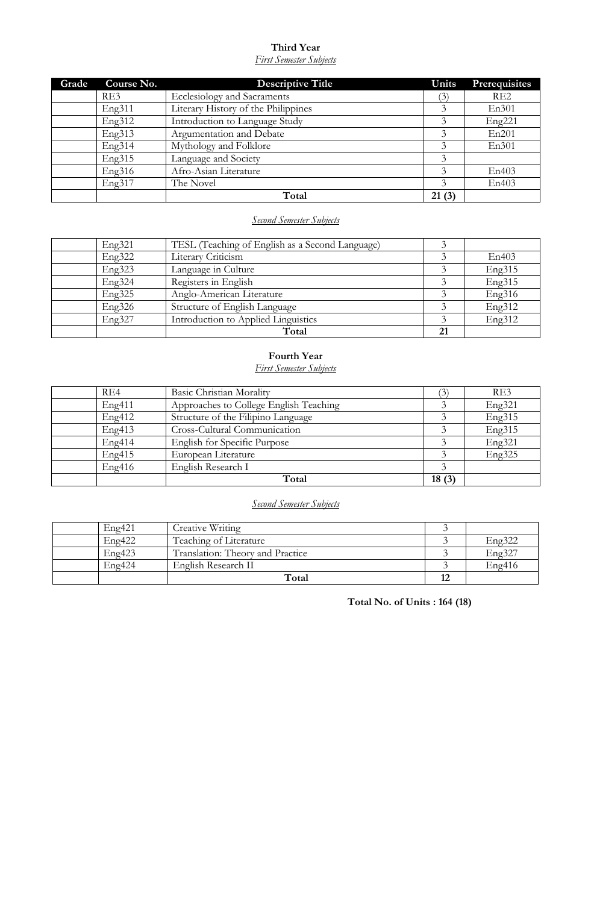## Third Year

*First Semester Subjects*

| Grade | Course No. | Descriptive Title | Units | Prerequisites |
|---|---|---|---|---|
| | RE3 | Ecclesiology and Sacraments | (3) | RE2 |
| | Eng311 | Literary History of the Philippines | 3 | En301 |
| | Eng312 | Introduction to Language Study | 3 | Eng221 |
| | Eng313 | Argumentation and Debate | 3 | En201 |
| | Eng314 | Mythology and Folklore | 3 | En301 |
| | Eng315 | Language and Society | 3 | |
| | Eng316 | Afro-Asian Literature | 3 | En403 |
| | Eng317 | The Novel | 3 | En403 |
| | | **Total** | **21 (3)** | |

*Second Semester Subjects*

| | | | | |
|---|---|---|---|---|
| | Eng321 | TESL (Teaching of English as a Second Language) | 3 | |
| | Eng322 | Literary Criticism | 3 | En403 |
| | Eng323 | Language in Culture | 3 | Eng315 |
| | Eng324 | Registers in English | 3 | Eng315 |
| | Eng325 | Anglo-American Literature | 3 | Eng316 |
| | Eng326 | Structure of English Language | 3 | Eng312 |
| | Eng327 | Introduction to Applied Linguistics | 3 | Eng312 |
| | | **Total** | **21** | |

## Fourth Year

*First Semester Subjects*

| | | | | |
|---|---|---|---|---|
| | RE4 | Basic Christian Morality | (3) | RE3 |
| | Eng411 | Approaches to College English Teaching | 3 | Eng321 |
| | Eng412 | Structure of the Filipino Language | 3 | Eng315 |
| | Eng413 | Cross-Cultural Communication | 3 | Eng315 |
| | Eng414 | English for Specific Purpose | 3 | Eng321 |
| | Eng415 | European Literature | 3 | Eng325 |
| | Eng416 | English Research I | 3 | |
| | | **Total** | **18 (3)** | |

*Second Semester Subjects*

| | | | | |
|---|---|---|---|---|
| | Eng421 | Creative Writing | 3 | |
| | Eng422 | Teaching of Literature | 3 | Eng322 |
| | Eng423 | Translation: Theory and Practice | 3 | Eng327 |
| | Eng424 | English Research II | 3 | Eng416 |
| | | **Total** | **12** | |

**Total No. of Units : 164 (18)**